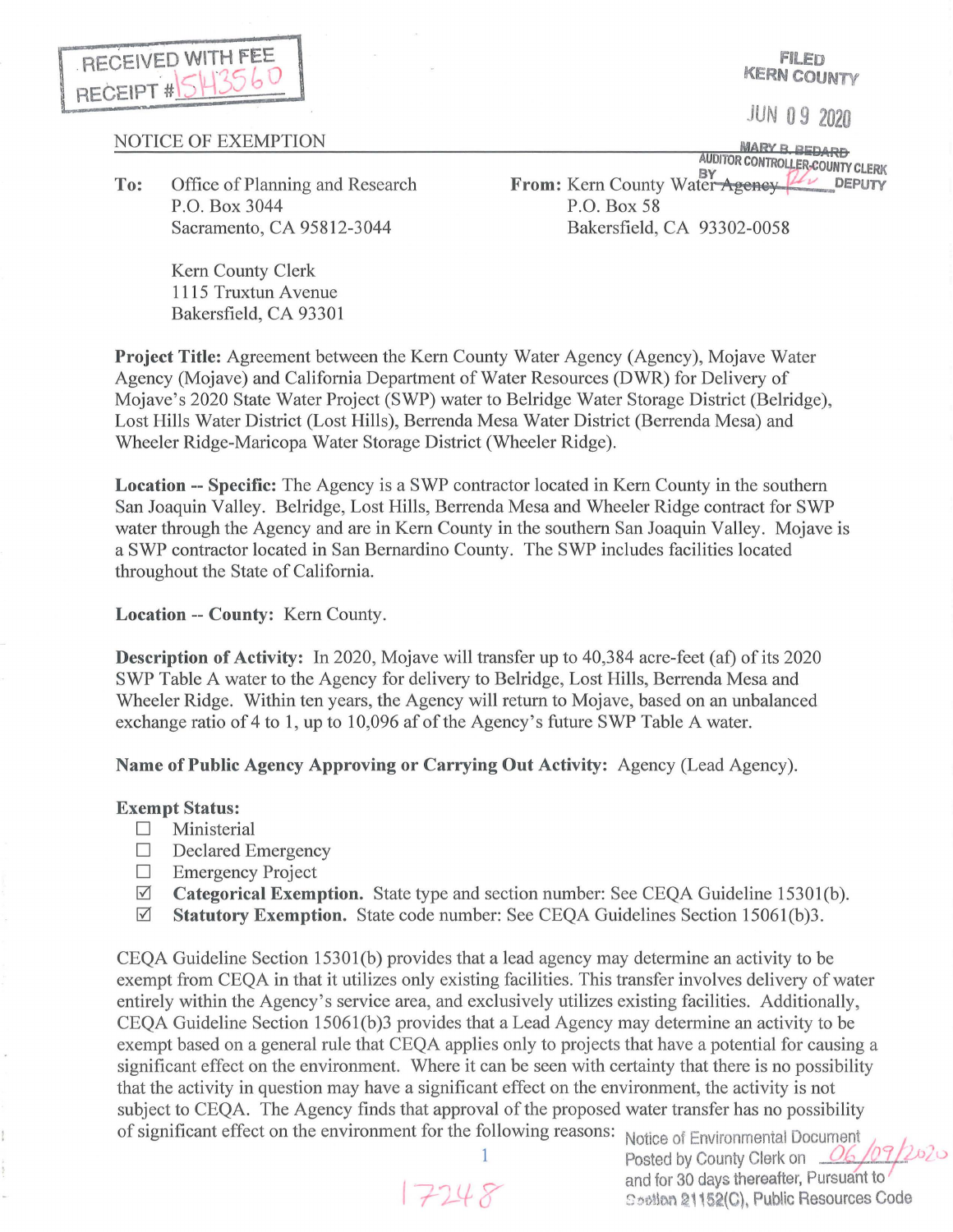RECEIVED WITH FEE
RECEIPT #15H3560

FILED
KERN COUNTY

JUN 09 2020

MARY B. BEDARD
AUDITOR CONTROLLER-COUNTY CLERK
BY _____ DEPUTY

NOTICE OF EXEMPTION

**To:** Office of Planning and Research
P.O. Box 3044
Sacramento, CA 95812-3044

Kern County Clerk
1115 Truxtun Avenue
Bakersfield, CA 93301

**From:** Kern County Water Agency
P.O. Box 58
Bakersfield, CA 93302-0058

**Project Title:** Agreement between the Kern County Water Agency (Agency), Mojave Water Agency (Mojave) and California Department of Water Resources (DWR) for Delivery of Mojave's 2020 State Water Project (SWP) water to Belridge Water Storage District (Belridge), Lost Hills Water District (Lost Hills), Berrenda Mesa Water District (Berrenda Mesa) and Wheeler Ridge-Maricopa Water Storage District (Wheeler Ridge).

**Location -- Specific:** The Agency is a SWP contractor located in Kern County in the southern San Joaquin Valley. Belridge, Lost Hills, Berrenda Mesa and Wheeler Ridge contract for SWP water through the Agency and are in Kern County in the southern San Joaquin Valley. Mojave is a SWP contractor located in San Bernardino County. The SWP includes facilities located throughout the State of California.

**Location -- County:** Kern County.

**Description of Activity:** In 2020, Mojave will transfer up to 40,384 acre-feet (af) of its 2020 SWP Table A water to the Agency for delivery to Belridge, Lost Hills, Berrenda Mesa and Wheeler Ridge. Within ten years, the Agency will return to Mojave, based on an unbalanced exchange ratio of 4 to 1, up to 10,096 af of the Agency's future SWP Table A water.

**Name of Public Agency Approving or Carrying Out Activity:** Agency (Lead Agency).

**Exempt Status:**

- ☐ Ministerial
- ☐ Declared Emergency
- ☐ Emergency Project
- ☑ **Categorical Exemption.** State type and section number: See CEQA Guideline 15301(b).
- ☑ **Statutory Exemption.** State code number: See CEQA Guidelines Section 15061(b)3.

CEQA Guideline Section 15301(b) provides that a lead agency may determine an activity to be exempt from CEQA in that it utilizes only existing facilities. This transfer involves delivery of water entirely within the Agency's service area, and exclusively utilizes existing facilities. Additionally, CEQA Guideline Section 15061(b)3 provides that a Lead Agency may determine an activity to be exempt based on a general rule that CEQA applies only to projects that have a potential for causing a significant effect on the environment. Where it can be seen with certainty that there is no possibility that the activity in question may have a significant effect on the environment, the activity is not subject to CEQA. The Agency finds that approval of the proposed water transfer has no possibility of significant effect on the environment for the following reasons:

Notice of Environmental Document
Posted by County Clerk on 06/09/2020
and for 30 days thereafter, Pursuant to
Section 21152(C), Public Resources Code

17248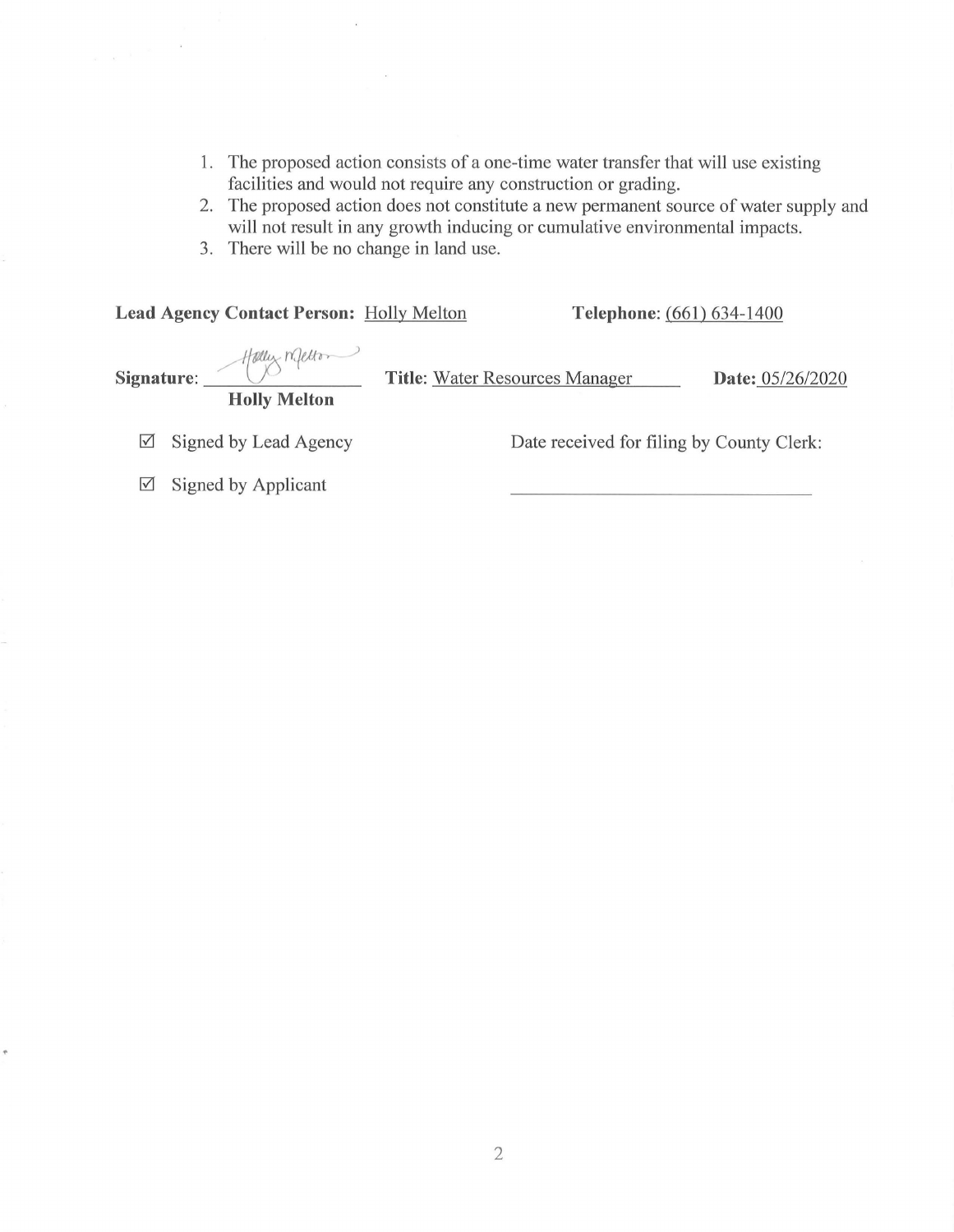1. The proposed action consists of a one-time water transfer that will use existing facilities and would not require any construction or grading.
2. The proposed action does not constitute a new permanent source of water supply and will not result in any growth inducing or cumulative environmental impacts.
3. There will be no change in land use.

**Lead Agency Contact Person:** Holly Melton **Telephone:** (661) 634-1400

**Signature:** Holly Melton **Title:** Water Resources Manager **Date:** 05/26/2020

**Holly Melton**

☑ Signed by Lead Agency

☑ Signed by Applicant

Date received for filing by County Clerk:

\_\_\_\_\_\_\_\_\_\_\_\_\_\_\_\_\_\_\_\_\_\_\_\_\_\_\_\_\_\_\_\_